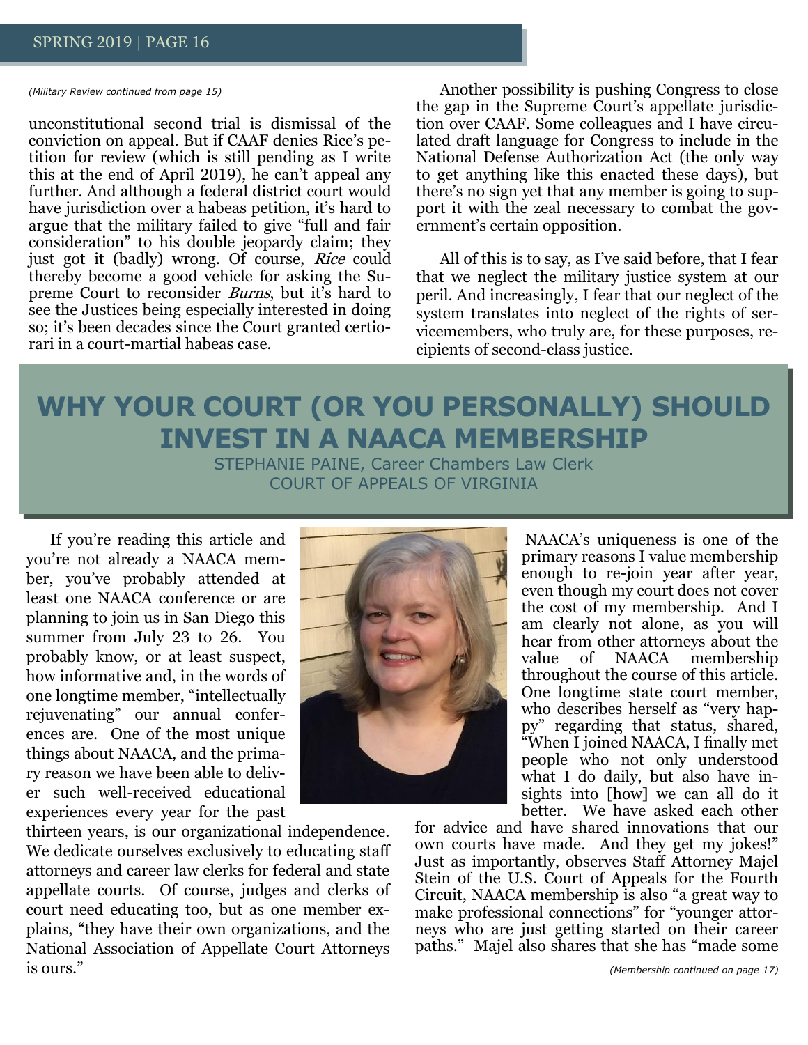*(Military Review continued from page 15)*

unconstitutional second trial is dismissal of the conviction on appeal. But if CAAF denies Rice's petition for review (which is still pending as I write this at the end of April 2019), he can't appeal any further. And although a federal district court would have jurisdiction over a habeas petition, it's hard to argue that the military failed to give "full and fair consideration" to his double jeopardy claim; they just got it (badly) wrong. Of course, *Rice* could thereby become a good vehicle for asking the Supreme Court to reconsider *Burns*, but it's hard to see the Justices being especially interested in doing so; it's been decades since the Court granted certiorari in a court-martial habeas case.

Another possibility is pushing Congress to close the gap in the Supreme Court's appellate jurisdiction over CAAF. Some colleagues and I have circulated draft language for Congress to include in the National Defense Authorization Act (the only way to get anything like this enacted these days), but there's no sign yet that any member is going to support it with the zeal necessary to combat the government's certain opposition.

All of this is to say, as I've said before, that I fear that we neglect the military justice system at our peril. And increasingly, I fear that our neglect of the system translates into neglect of the rights of servicemembers, who truly are, for these purposes, recipients of second-class justice.

# WHY YOUR COURT (OR YOU PERSONALLY) SHOULD INVEST IN A NAACA MEMBERSHIP

STEPHANIE PAINE, Career Chambers Law Clerk
COURT OF APPEALS OF VIRGINIA

If you're reading this article and you're not already a NAACA member, you've probably attended at least one NAACA conference or are planning to join us in San Diego this summer from July 23 to 26. You probably know, or at least suspect, how informative and, in the words of one longtime member, "intellectually rejuvenating" our annual conferences are. One of the most unique things about NAACA, and the primary reason we have been able to deliver such well-received educational experiences every year for the past thirteen years, is our organizational independence. We dedicate ourselves exclusively to educating staff attorneys and career law clerks for federal and state appellate courts. Of course, judges and clerks of court need educating too, but as one member explains, "they have their own organizations, and the National Association of Appellate Court Attorneys is ours."

NAACA's uniqueness is one of the primary reasons I value membership enough to re-join year after year, even though my court does not cover the cost of my membership. And I am clearly not alone, as you will hear from other attorneys about the value of NAACA membership throughout the course of this article. One longtime state court member, who describes herself as "very happy" regarding that status, shared, "When I joined NAACA, I finally met people who not only understood what I do daily, but also have insights into [how] we can all do it better. We have asked each other for advice and have shared innovations that our own courts have made. And they get my jokes!" Just as importantly, observes Staff Attorney Majel Stein of the U.S. Court of Appeals for the Fourth Circuit, NAACA membership is also "a great way to make professional connections" for "younger attorneys who are just getting started on their career paths." Majel also shares that she has "made some

*(Membership continued on page 17)*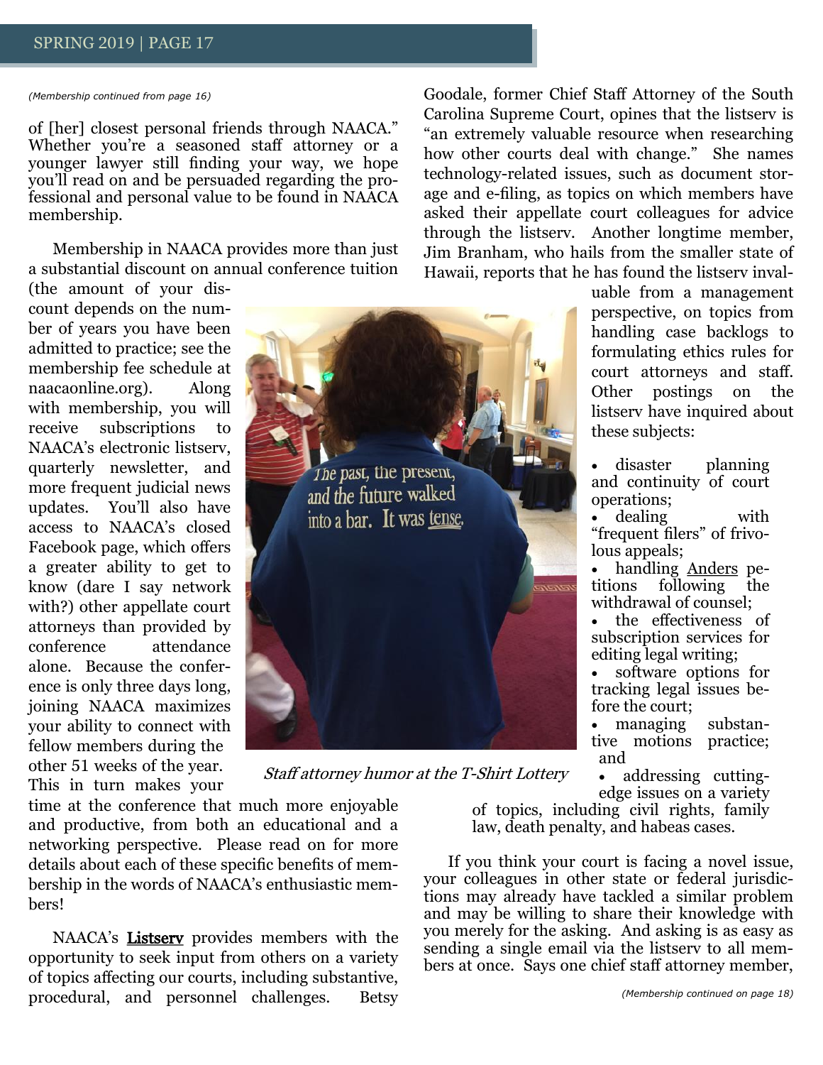*(Membership continued from page 16)*

of [her] closest personal friends through NAACA." Whether you're a seasoned staff attorney or a younger lawyer still finding your way, we hope you'll read on and be persuaded regarding the professional and personal value to be found in NAACA membership.

Membership in NAACA provides more than just a substantial discount on annual conference tuition (the amount of your discount depends on the number of years you have been admitted to practice; see the membership fee schedule at naacaonline.org). Along with membership, you will receive subscriptions to NAACA's electronic listserv, quarterly newsletter, and more frequent judicial news updates. You'll also have access to NAACA's closed Facebook page, which offers a greater ability to get to know (dare I say network with?) other appellate court attorneys than provided by conference attendance alone. Because the conference is only three days long, joining NAACA maximizes your ability to connect with fellow members during the other 51 weeks of the year. This in turn makes your time at the conference that much more enjoyable and productive, from both an educational and a networking perspective. Please read on for more details about each of these specific benefits of membership in the words of NAACA's enthusiastic members!

*Staff attorney humor at the T-Shirt Lottery*

NAACA's **Listserv** provides members with the opportunity to seek input from others on a variety of topics affecting our courts, including substantive, procedural, and personnel challenges. Betsy Goodale, former Chief Staff Attorney of the South Carolina Supreme Court, opines that the listserv is "an extremely valuable resource when researching how other courts deal with change." She names technology-related issues, such as document storage and e-filing, as topics on which members have asked their appellate court colleagues for advice through the listserv. Another longtime member, Jim Branham, who hails from the smaller state of Hawaii, reports that he has found the listserv invaluable from a management perspective, on topics from handling case backlogs to formulating ethics rules for court attorneys and staff. Other postings on the listserv have inquired about these subjects:

- disaster planning and continuity of court operations;
- dealing with "frequent filers" of frivolous appeals;
- handling Anders petitions following the withdrawal of counsel;
- the effectiveness of subscription services for editing legal writing;
- software options for tracking legal issues before the court;
- managing substantive motions practice; and
- addressing cutting-edge issues on a variety of topics, including civil rights, family law, death penalty, and habeas cases.

If you think your court is facing a novel issue, your colleagues in other state or federal jurisdictions may already have tackled a similar problem and may be willing to share their knowledge with you merely for the asking. And asking is as easy as sending a single email via the listserv to all members at once. Says one chief staff attorney member,

*(Membership continued on page 18)*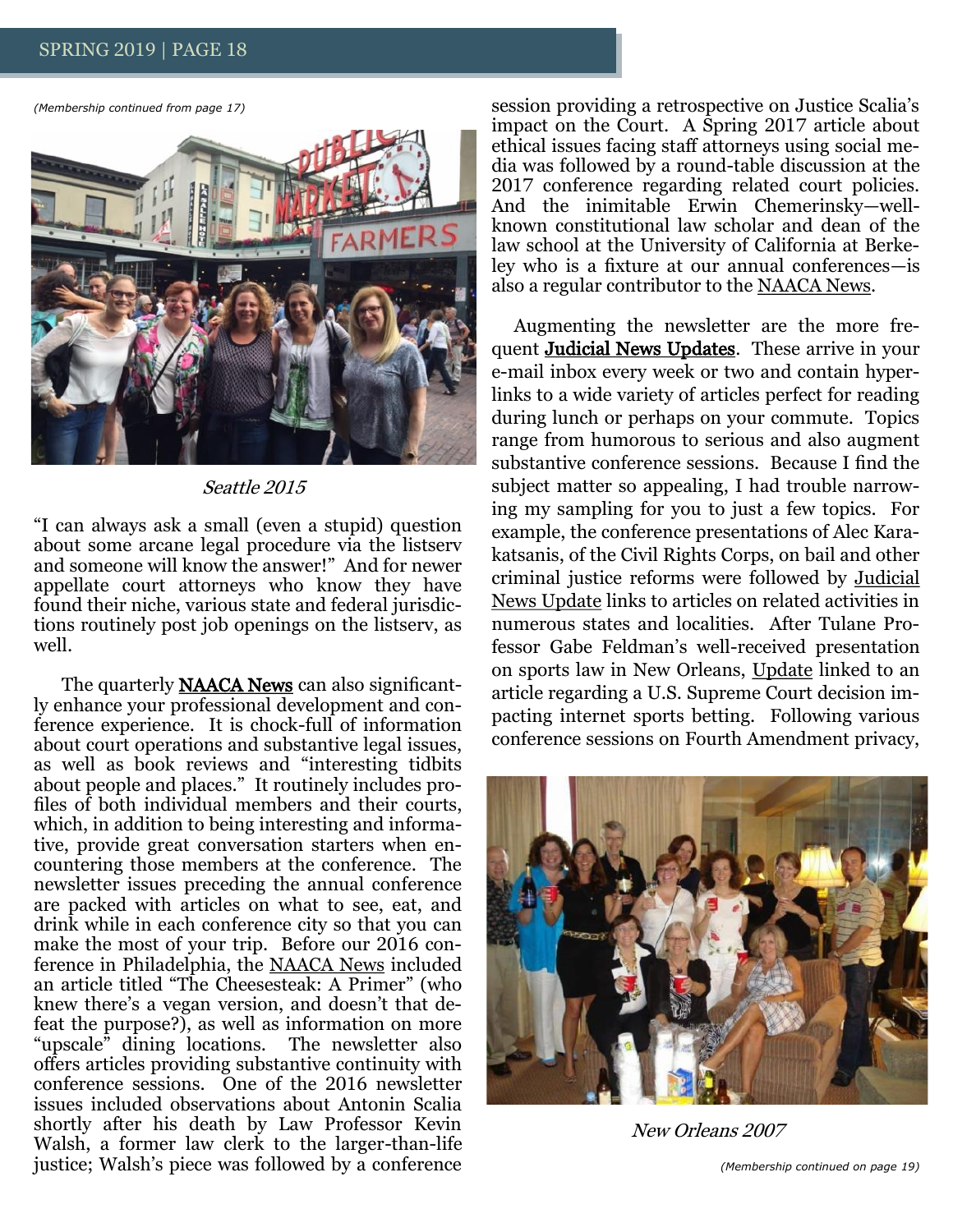*(Membership continued from page 17)*

*Seattle 2015*

"I can always ask a small (even a stupid) question about some arcane legal procedure via the listserv and someone will know the answer!" And for newer appellate court attorneys who know they have found their niche, various state and federal jurisdictions routinely post job openings on the listserv, as well.

The quarterly **NAACA News** can also significantly enhance your professional development and conference experience. It is chock-full of information about court operations and substantive legal issues, as well as book reviews and "interesting tidbits about people and places." It routinely includes profiles of both individual members and their courts, which, in addition to being interesting and informative, provide great conversation starters when encountering those members at the conference. The newsletter issues preceding the annual conference are packed with articles on what to see, eat, and drink while in each conference city so that you can make the most of your trip. Before our 2016 conference in Philadelphia, the NAACA News included an article titled "The Cheesesteak: A Primer" (who knew there's a vegan version, and doesn't that defeat the purpose?), as well as information on more "upscale" dining locations. The newsletter also offers articles providing substantive continuity with conference sessions. One of the 2016 newsletter issues included observations about Antonin Scalia shortly after his death by Law Professor Kevin Walsh, a former law clerk to the larger-than-life justice; Walsh's piece was followed by a conference session providing a retrospective on Justice Scalia's impact on the Court. A Spring 2017 article about ethical issues facing staff attorneys using social media was followed by a round-table discussion at the 2017 conference regarding related court policies. And the inimitable Erwin Chemerinsky—well-known constitutional law scholar and dean of the law school at the University of California at Berkeley who is a fixture at our annual conferences—is also a regular contributor to the NAACA News.

Augmenting the newsletter are the more frequent **Judicial News Updates**. These arrive in your e-mail inbox every week or two and contain hyperlinks to a wide variety of articles perfect for reading during lunch or perhaps on your commute. Topics range from humorous to serious and also augment substantive conference sessions. Because I find the subject matter so appealing, I had trouble narrowing my sampling for you to just a few topics. For example, the conference presentations of Alec Karakatsanis, of the Civil Rights Corps, on bail and other criminal justice reforms were followed by Judicial News Update links to articles on related activities in numerous states and localities. After Tulane Professor Gabe Feldman's well-received presentation on sports law in New Orleans, Update linked to an article regarding a U.S. Supreme Court decision impacting internet sports betting. Following various conference sessions on Fourth Amendment privacy,

*New Orleans 2007*

*(Membership continued on page 19)*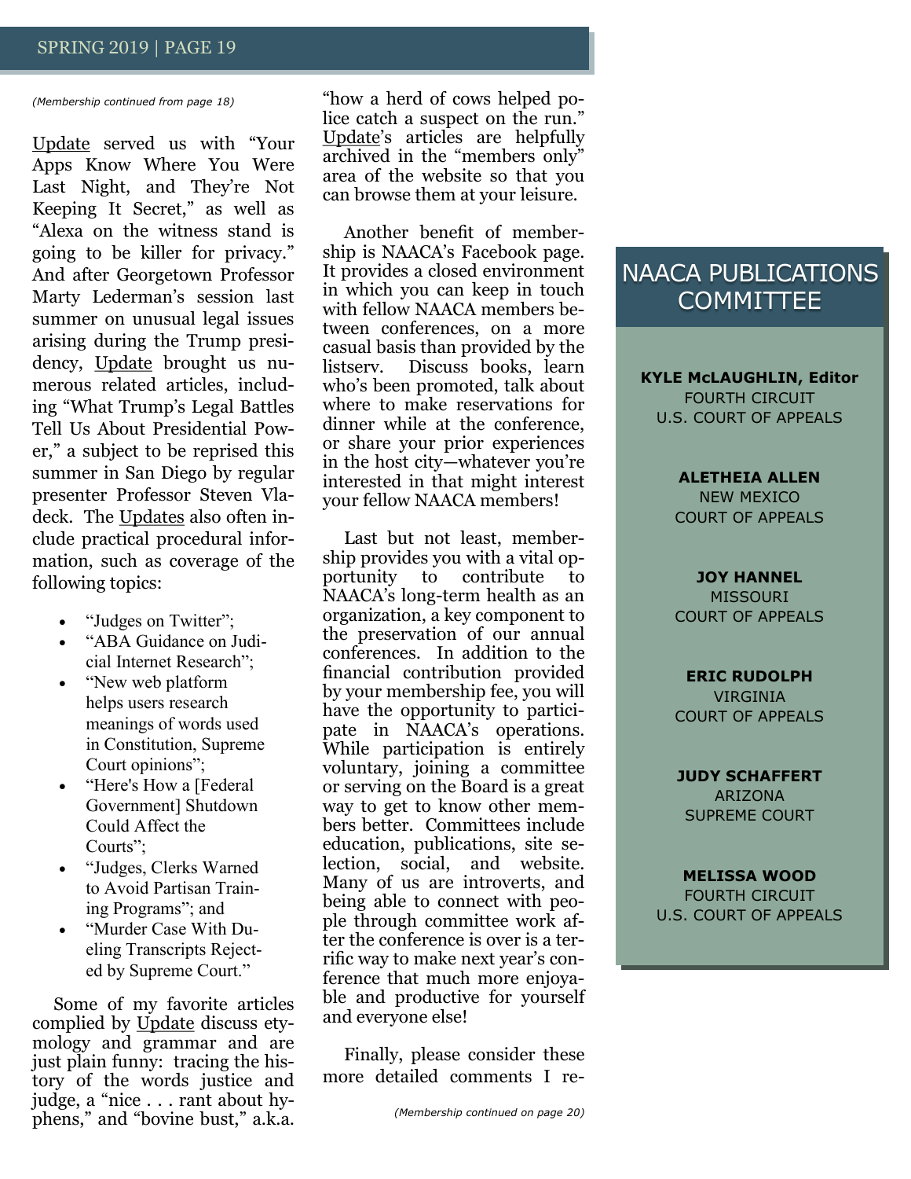*(Membership continued from page 18)*

Update served us with "Your Apps Know Where You Were Last Night, and They're Not Keeping It Secret," as well as "Alexa on the witness stand is going to be killer for privacy." And after Georgetown Professor Marty Lederman's session last summer on unusual legal issues arising during the Trump presidency, Update brought us numerous related articles, including "What Trump's Legal Battles Tell Us About Presidential Power," a subject to be reprised this summer in San Diego by regular presenter Professor Steven Vladeck. The Updates also often include practical procedural information, such as coverage of the following topics:

- "Judges on Twitter";
- "ABA Guidance on Judicial Internet Research";
- "New web platform helps users research meanings of words used in Constitution, Supreme Court opinions";
- "Here's How a [Federal Government] Shutdown Could Affect the Courts";
- "Judges, Clerks Warned to Avoid Partisan Training Programs"; and
- "Murder Case With Dueling Transcripts Rejected by Supreme Court."

Some of my favorite articles complied by Update discuss etymology and grammar and are just plain funny: tracing the history of the words justice and judge, a "nice . . . rant about hyphens," and "bovine bust," a.k.a. "how a herd of cows helped police catch a suspect on the run." Update's articles are helpfully archived in the "members only" area of the website so that you can browse them at your leisure.

Another benefit of membership is NAACA's Facebook page. It provides a closed environment in which you can keep in touch with fellow NAACA members between conferences, on a more casual basis than provided by the listserv. Discuss books, learn who's been promoted, talk about where to make reservations for dinner while at the conference, or share your prior experiences in the host city—whatever you're interested in that might interest your fellow NAACA members!

Last but not least, membership provides you with a vital opportunity to contribute to NAACA's long-term health as an organization, a key component to the preservation of our annual conferences. In addition to the financial contribution provided by your membership fee, you will have the opportunity to participate in NAACA's operations. While participation is entirely voluntary, joining a committee or serving on the Board is a great way to get to know other members better. Committees include education, publications, site selection, social, and website. Many of us are introverts, and being able to connect with people through committee work after the conference is over is a terrific way to make next year's conference that much more enjoyable and productive for yourself and everyone else!

Finally, please consider these more detailed comments I re-

*(Membership continued on page 20)*

## NAACA PUBLICATIONS COMMITTEE

**KYLE McLAUGHLIN, Editor**
FOURTH CIRCUIT
U.S. COURT OF APPEALS

**ALETHEIA ALLEN**
NEW MEXICO
COURT OF APPEALS

**JOY HANNEL**
MISSOURI
COURT OF APPEALS

**ERIC RUDOLPH**
VIRGINIA
COURT OF APPEALS

**JUDY SCHAFFERT**
ARIZONA
SUPREME COURT

**MELISSA WOOD**
FOURTH CIRCUIT
U.S. COURT OF APPEALS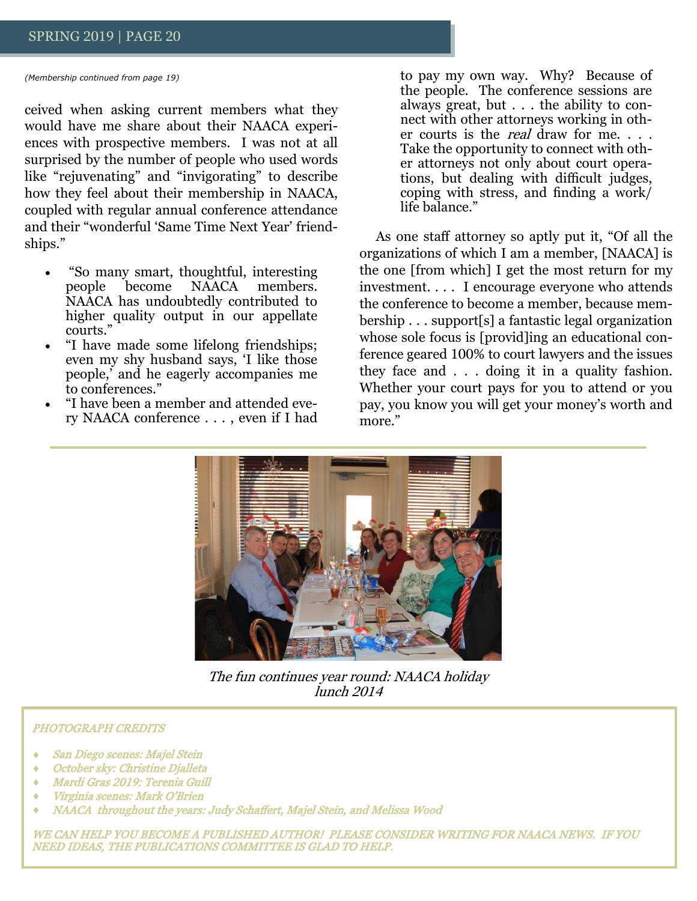*(Membership continued from page 19)*

ceived when asking current members what they would have me share about their NAACA experiences with prospective members. I was not at all surprised by the number of people who used words like "rejuvenating" and "invigorating" to describe how they feel about their membership in NAACA, coupled with regular annual conference attendance and their "wonderful 'Same Time Next Year' friendships."

- "So many smart, thoughtful, interesting people become NAACA members. NAACA has undoubtedly contributed to higher quality output in our appellate courts."
- "I have made some lifelong friendships; even my shy husband says, 'I like those people,' and he eagerly accompanies me to conferences."
- "I have been a member and attended every NAACA conference . . . , even if I had to pay my own way. Why? Because of the people. The conference sessions are always great, but . . . the ability to connect with other attorneys working in other courts is the *real* draw for me. . . . Take the opportunity to connect with other attorneys not only about court operations, but dealing with difficult judges, coping with stress, and finding a work/life balance."

As one staff attorney so aptly put it, "Of all the organizations of which I am a member, [NAACA] is the one [from which] I get the most return for my investment. . . . I encourage everyone who attends the conference to become a member, because membership . . . support[s] a fantastic legal organization whose sole focus is [provid]ing an educational conference geared 100% to court lawyers and the issues they face and . . . doing it in a quality fashion. Whether your court pays for you to attend or you pay, you know you will get your money's worth and more."

*The fun continues year round: NAACA holiday lunch 2014*

*PHOTOGRAPH CREDITS*

- *San Diego scenes: Majel Stein*
- *October sky: Christine Djalleta*
- *Mardi Gras 2019: Terenia Guill*
- *Virginia scenes: Mark O'Brien*
- *NAACA throughout the years: Judy Schaffert, Majel Stein, and Melissa Wood*

*WE CAN HELP YOU BECOME A PUBLISHED AUTHOR! PLEASE CONSIDER WRITING FOR NAACA NEWS. IF YOU NEED IDEAS, THE PUBLICATIONS COMMITTEE IS GLAD TO HELP.*